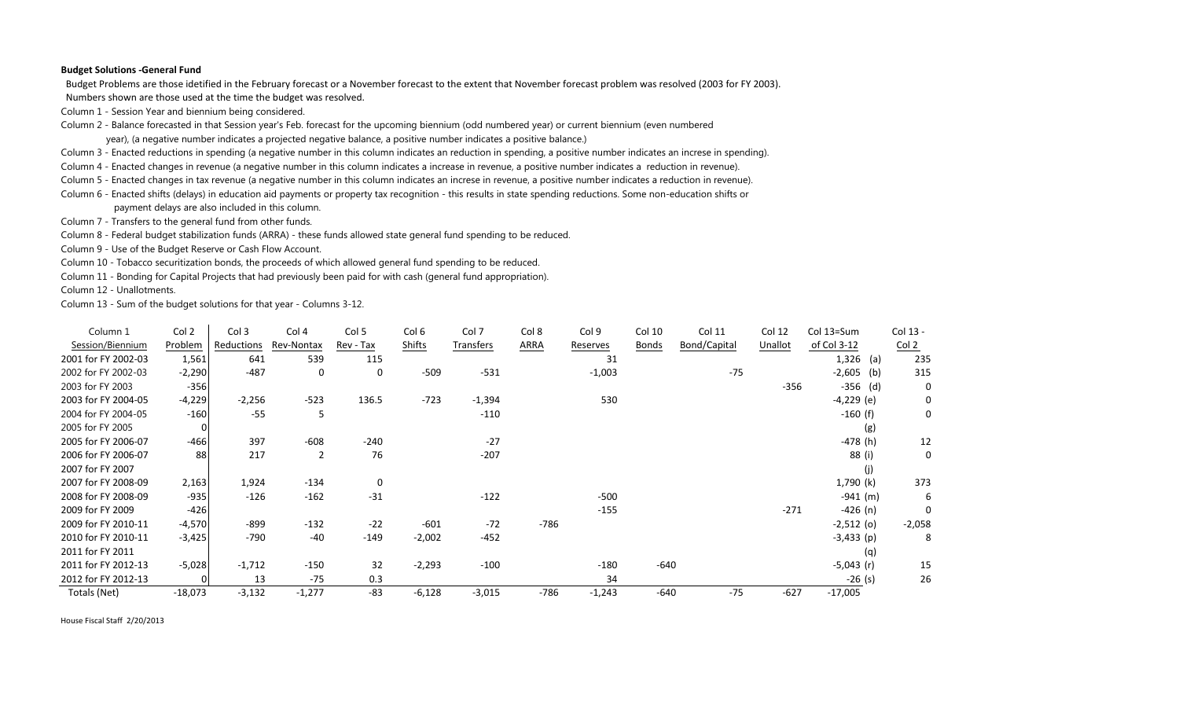**Budget Solutions -General Fund**

Budget Problems are those idetified in the February forecast or a November forecast to the extent that November forecast problem was resolved (2003 for FY 2003).

Numbers shown are those used at the time the budget was resolved.

Column 1 - Session Year and biennium being considered.

Column 2 - Balance forecasted in that Session year's Feb. forecast for the upcoming biennium (odd numbered year) or current biennium (even numbered year), (a negative number indicates a projected negative balance, a positive number indicates a positive balance.)

Column 3 - Enacted reductions in spending (a negative number in this column indicates an reduction in spending, a positive number indicates an increse in spending).

Column 4 - Enacted changes in revenue (a negative number in this column indicates a increase in revenue, a positive number indicates a reduction in revenue).

Column 5 - Enacted changes in tax revenue (a negative number in this column indicates an increse in revenue, a positive number indicates a reduction in revenue).

Column 6 - Enacted shifts (delays) in education aid payments or property tax recognition - this results in state spending reductions. Some non-education shifts or payment delays are also included in this column.

Column 7 - Transfers to the general fund from other funds.

Column 8 - Federal budget stabilization funds (ARRA) - these funds allowed state general fund spending to be reduced.

Column 9 - Use of the Budget Reserve or Cash Flow Account.

Column 10 - Tobacco securitization bonds, the proceeds of which allowed general fund spending to be reduced.

Column 11 - Bonding for Capital Projects that had previously been paid for with cash (general fund appropriation).

Column 12 - Unallotments.

Column 13 - Sum of the budget solutions for that year - Columns 3-12.

| Column 1<br>Session/Biennium | Col 2<br>Problem | Col 3<br>Reductions | Col 4<br>Rev-Nontax | Col 5<br>Rev - Tax | Col 6<br>Shifts | Col 7<br>Transfers | Col 8<br>ARRA | Col 9<br>Reserves | Col 10<br>Bonds | Col 11<br>Bond/Capital | Col 12<br>Unallot | Col 13=Sum<br>of Col 3-12 | Col 13 -<br>Col 2 |
|---|---|---|---|---|---|---|---|---|---|---|---|---|---|
| 2001 for FY 2002-03 | 1,561 | 641 | 539 | 115 | | | | 31 | | | | 1,326 (a) | 235 |
| 2002 for FY 2002-03 | -2,290 | -487 | 0 | 0 | -509 | -531 | | -1,003 | | -75 | | -2,605 (b) | 315 |
| 2003 for FY 2003 | -356 | | | | | | | | | | -356 | -356 (d) | 0 |
| 2003 for FY 2004-05 | -4,229 | -2,256 | -523 | 136.5 | -723 | -1,394 | | 530 | | | | -4,229 (e) | 0 |
| 2004 for FY 2004-05 | -160 | -55 | 5 | | | -110 | | | | | | -160 (f) | 0 |
| 2005 for FY 2005 | 0 | | | | | | | | | | | (g) | |
| 2005 for FY 2006-07 | -466 | 397 | -608 | -240 | | -27 | | | | | | -478 (h) | 12 |
| 2006 for FY 2006-07 | 88 | 217 | 2 | 76 | | -207 | | | | | | 88 (i) | 0 |
| 2007 for FY 2007 | | | | | | | | | | | | (j) | |
| 2007 for FY 2008-09 | 2,163 | 1,924 | -134 | 0 | | | | | | | | 1,790 (k) | 373 |
| 2008 for FY 2008-09 | -935 | -126 | -162 | -31 | | -122 | | -500 | | | | -941 (m) | 6 |
| 2009 for FY 2009 | -426 | | | | | | | -155 | | | -271 | -426 (n) | 0 |
| 2009 for FY 2010-11 | -4,570 | -899 | -132 | -22 | -601 | -72 | -786 | | | | | -2,512 (o) | -2,058 |
| 2010 for FY 2010-11 | -3,425 | -790 | -40 | -149 | -2,002 | -452 | | | | | | -3,433 (p) | 8 |
| 2011 for FY 2011 | | | | | | | | | | | | (q) | |
| 2011 for FY 2012-13 | -5,028 | -1,712 | -150 | 32 | -2,293 | -100 | | -180 | -640 | | | -5,043 (r) | 15 |
| 2012 for FY 2012-13 | 0 | 13 | -75 | 0.3 | | | | 34 | | | | -26 (s) | 26 |
| Totals (Net) | -18,073 | -3,132 | -1,277 | -83 | -6,128 | -3,015 | -786 | -1,243 | -640 | -75 | -627 | -17,005 | |

House Fiscal Staff 2/20/2013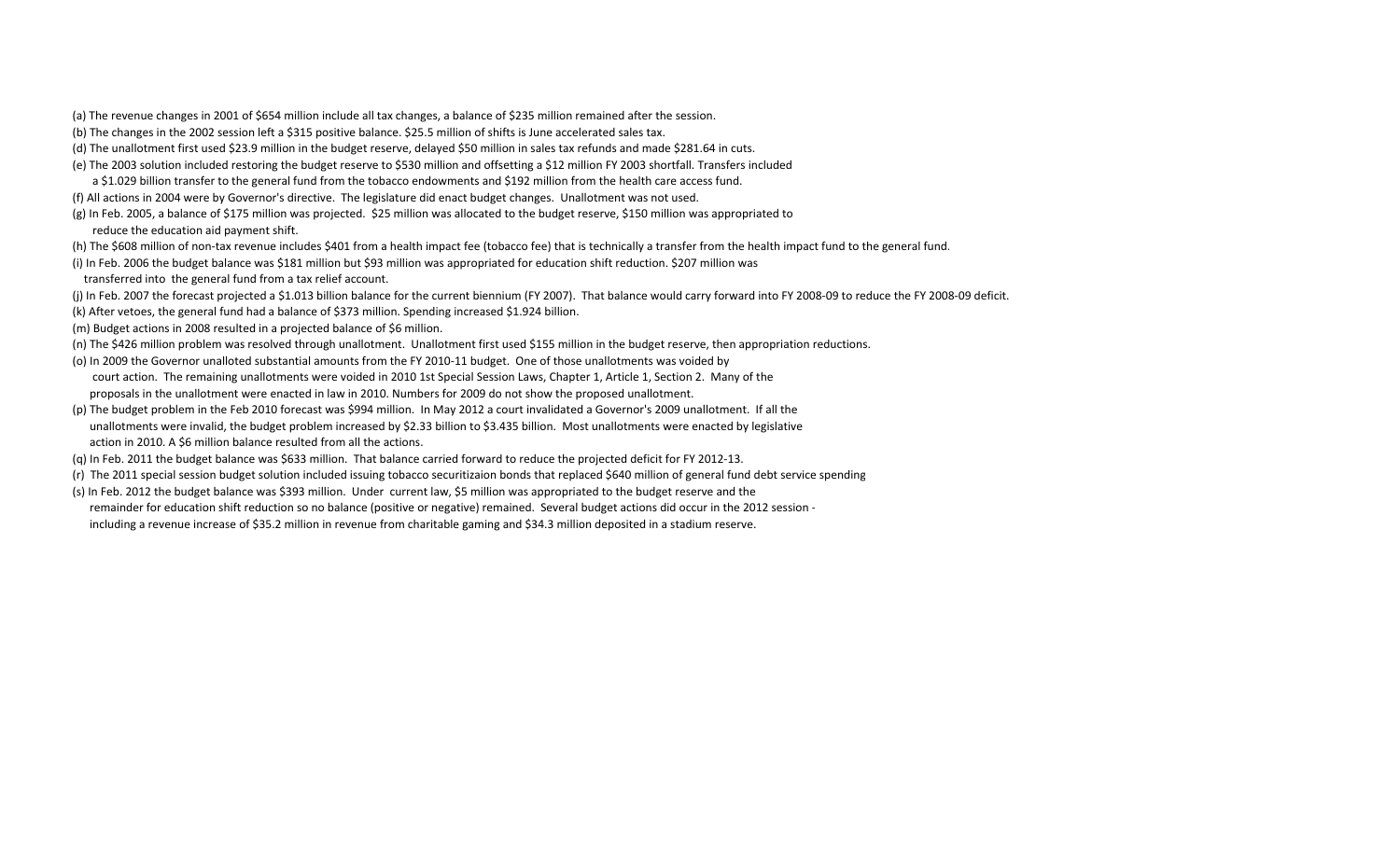(a) The revenue changes in 2001 of $654 million include all tax changes, a balance of $235 million remained after the session.

(b) The changes in the 2002 session left a $315 positive balance. $25.5 million of shifts is June accelerated sales tax.

(d) The unallotment first used $23.9 million in the budget reserve, delayed $50 million in sales tax refunds and made $281.64 in cuts.

(e) The 2003 solution included restoring the budget reserve to $530 million and offsetting a $12 million FY 2003 shortfall. Transfers included a $1.029 billion transfer to the general fund from the tobacco endowments and $192 million from the health care access fund.

(f) All actions in 2004 were by Governor's directive. The legislature did enact budget changes. Unallotment was not used.

(g) In Feb. 2005, a balance of $175 million was projected. $25 million was allocated to the budget reserve, $150 million was appropriated to reduce the education aid payment shift.

(h) The $608 million of non-tax revenue includes $401 from a health impact fee (tobacco fee) that is technically a transfer from the health impact fund to the general fund.

(i) In Feb. 2006 the budget balance was $181 million but $93 million was appropriated for education shift reduction. $207 million was transferred into the general fund from a tax relief account.

(j) In Feb. 2007 the forecast projected a $1.013 billion balance for the current biennium (FY 2007). That balance would carry forward into FY 2008-09 to reduce the FY 2008-09 deficit.

(k) After vetoes, the general fund had a balance of $373 million. Spending increased $1.924 billion.

(m) Budget actions in 2008 resulted in a projected balance of $6 million.

(n) The $426 million problem was resolved through unallotment. Unallotment first used $155 million in the budget reserve, then appropriation reductions.

(o) In 2009 the Governor unalloted substantial amounts from the FY 2010-11 budget. One of those unallotments was voided by court action. The remaining unallotments were voided in 2010 1st Special Session Laws, Chapter 1, Article 1, Section 2. Many of the proposals in the unallotment were enacted in law in 2010. Numbers for 2009 do not show the proposed unallotment.

(p) The budget problem in the Feb 2010 forecast was $994 million. In May 2012 a court invalidated a Governor's 2009 unallotment. If all the unallotments were invalid, the budget problem increased by $2.33 billion to $3.435 billion. Most unallotments were enacted by legislative action in 2010. A $6 million balance resulted from all the actions.

(q) In Feb. 2011 the budget balance was $633 million. That balance carried forward to reduce the projected deficit for FY 2012-13.

(r) The 2011 special session budget solution included issuing tobacco securitizaion bonds that replaced $640 million of general fund debt service spending

(s) In Feb. 2012 the budget balance was $393 million. Under current law, $5 million was appropriated to the budget reserve and the remainder for education shift reduction so no balance (positive or negative) remained. Several budget actions did occur in the 2012 session - including a revenue increase of $35.2 million in revenue from charitable gaming and $34.3 million deposited in a stadium reserve.